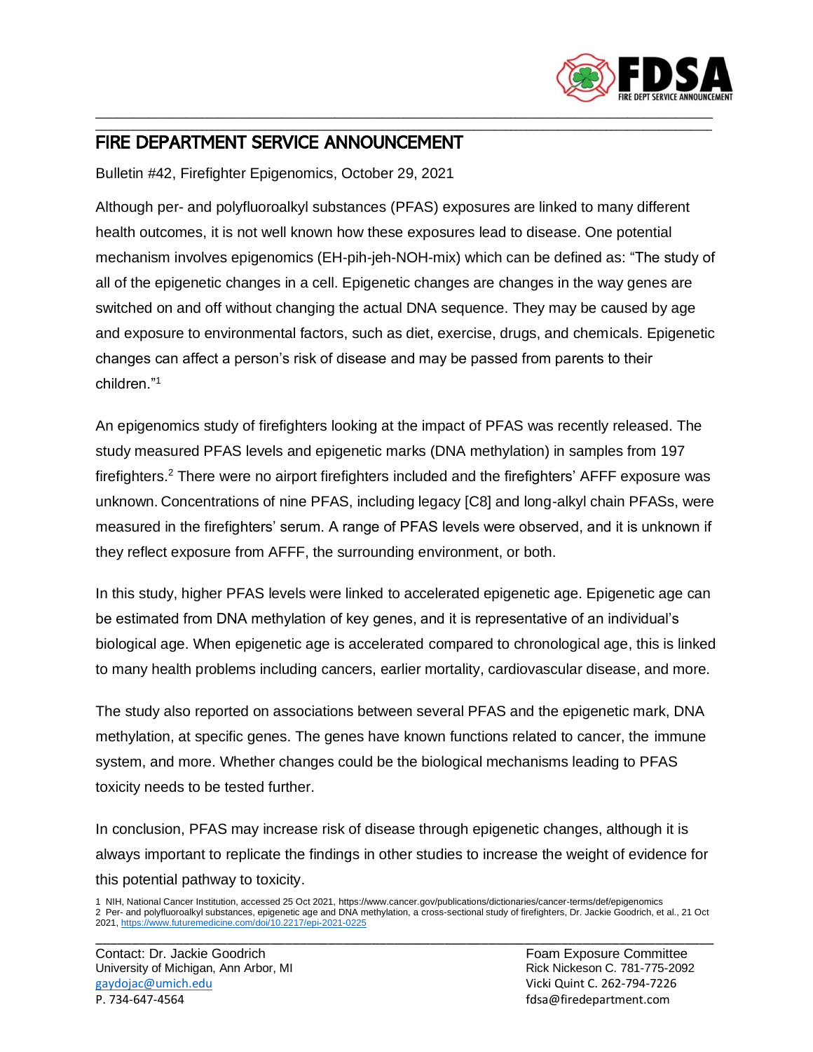# FIRE DEPARTMENT SERVICE ANNOUNCEMENT

Bulletin #42, Firefighter Epigenomics, October 29, 2021

Although per- and polyfluoroalkyl substances (PFAS) exposures are linked to many different health outcomes, it is not well known how these exposures lead to disease. One potential mechanism involves epigenomics (EH-pih-jeh-NOH-mix) which can be defined as: "The study of all of the epigenetic changes in a cell. Epigenetic changes are changes in the way genes are switched on and off without changing the actual DNA sequence. They may be caused by age and exposure to environmental factors, such as diet, exercise, drugs, and chemicals. Epigenetic changes can affect a person's risk of disease and may be passed from parents to their children."[1]

An epigenomics study of firefighters looking at the impact of PFAS was recently released. The study measured PFAS levels and epigenetic marks (DNA methylation) in samples from 197 firefighters.[2] There were no airport firefighters included and the firefighters' AFFF exposure was unknown. Concentrations of nine PFAS, including legacy [C8] and long-alkyl chain PFASs, were measured in the firefighters' serum. A range of PFAS levels were observed, and it is unknown if they reflect exposure from AFFF, the surrounding environment, or both.

In this study, higher PFAS levels were linked to accelerated epigenetic age. Epigenetic age can be estimated from DNA methylation of key genes, and it is representative of an individual's biological age. When epigenetic age is accelerated compared to chronological age, this is linked to many health problems including cancers, earlier mortality, cardiovascular disease, and more.

The study also reported on associations between several PFAS and the epigenetic mark, DNA methylation, at specific genes. The genes have known functions related to cancer, the immune system, and more. Whether changes could be the biological mechanisms leading to PFAS toxicity needs to be tested further.

In conclusion, PFAS may increase risk of disease through epigenetic changes, although it is always important to replicate the findings in other studies to increase the weight of evidence for this potential pathway to toxicity.

1 NIH, National Cancer Institution, accessed 25 Oct 2021, https://www.cancer.gov/publications/dictionaries/cancer-terms/def/epigenomics
2 Per- and polyfluoroalkyl substances, epigenetic age and DNA methylation, a cross-sectional study of firefighters, Dr. Jackie Goodrich, et al., 21 Oct 2021, https://www.futuremedicine.com/doi/10.2217/epi-2021-0225

Contact: Dr. Jackie Goodrich
University of Michigan, Ann Arbor, MI
gaydojac@umich.edu
P. 734-647-4564

Foam Exposure Committee
Rick Nickeson C. 781-775-2092
Vicki Quint C. 262-794-7226
fdsa@firedepartment.com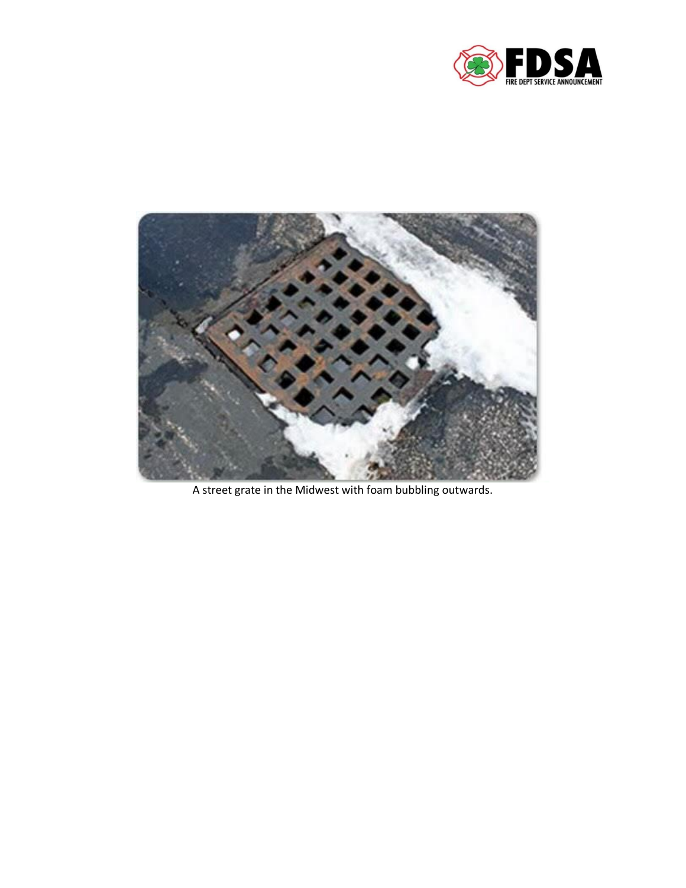A street grate in the Midwest with foam bubbling outwards.